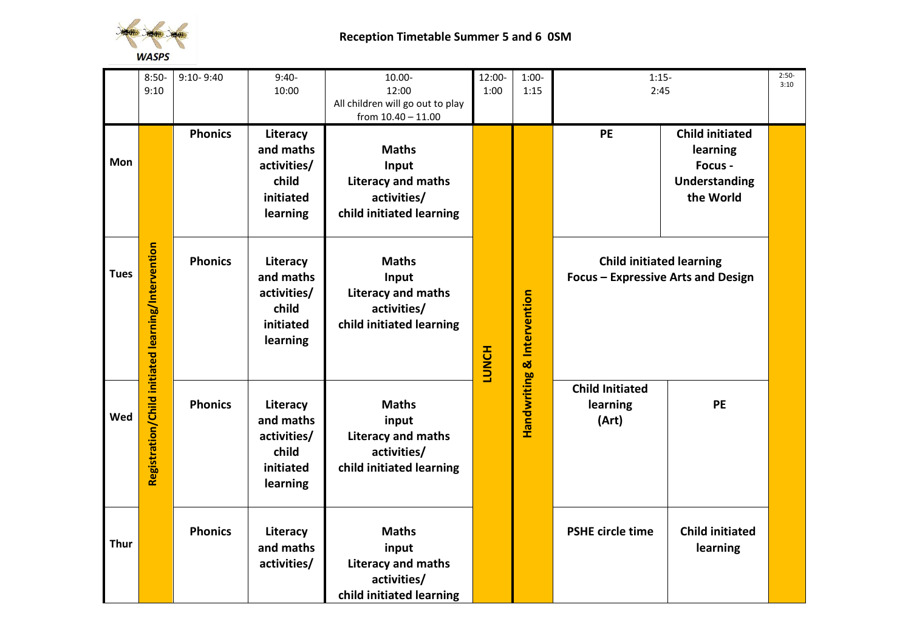WASPS

# Reception Timetable Summer 5 and 6 0SM

| | 8:50-9:10 | 9:10- 9:40 | 9:40-10:00 | 10.00-12:00 All children will go out to play from 10.40 – 11.00 | 12:00-1:00 | 1:00-1:15 | 1:15-2:45 | | 2:50-3:10 |
|---|---|---|---|---|---|---|---|---|---|
| **Mon** | **Registration/Child initiated learning/Intervention** | **Phonics** | **Literacy and maths activities/ child initiated learning** | **Maths Input Literacy and maths activities/ child initiated learning** | **LUNCH** | **Handwriting & Intervention** | **PE** | **Child initiated learning Focus - Understanding the World** | |
| **Tues** | | **Phonics** | **Literacy and maths activities/ child initiated learning** | **Maths Input Literacy and maths activities/ child initiated learning** | | | **Child initiated learning Focus – Expressive Arts and Design** | | |
| **Wed** | | **Phonics** | **Literacy and maths activities/ child initiated learning** | **Maths input Literacy and maths activities/ child initiated learning** | | | **Child Initiated learning (Art)** | **PE** | |
| **Thur** | | **Phonics** | **Literacy and maths activities/** | **Maths input Literacy and maths activities/ child initiated learning** | | | **PSHE circle time** | **Child initiated learning** | |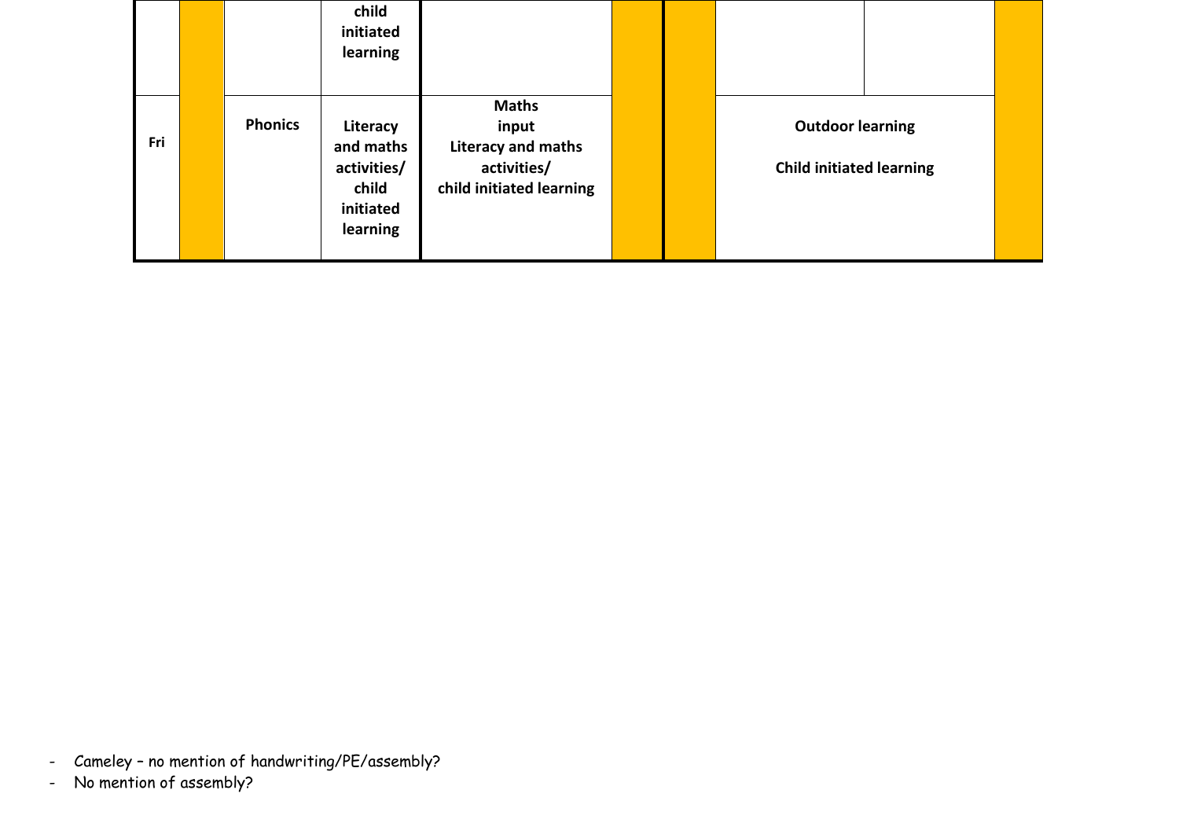|  |  |  | child initiated learning |  |  |  |  |  |  |
|---|---|---|---|---|---|---|---|---|---|
| **Fri** |  | **Phonics** | **Literacy and maths activities/ child initiated learning** | **Maths input Literacy and maths activities/ child initiated learning** |  |  | **Outdoor learning**<br><br>**Child initiated learning** |  |  |

- Cameley – no mention of handwriting/PE/assembly?
- No mention of assembly?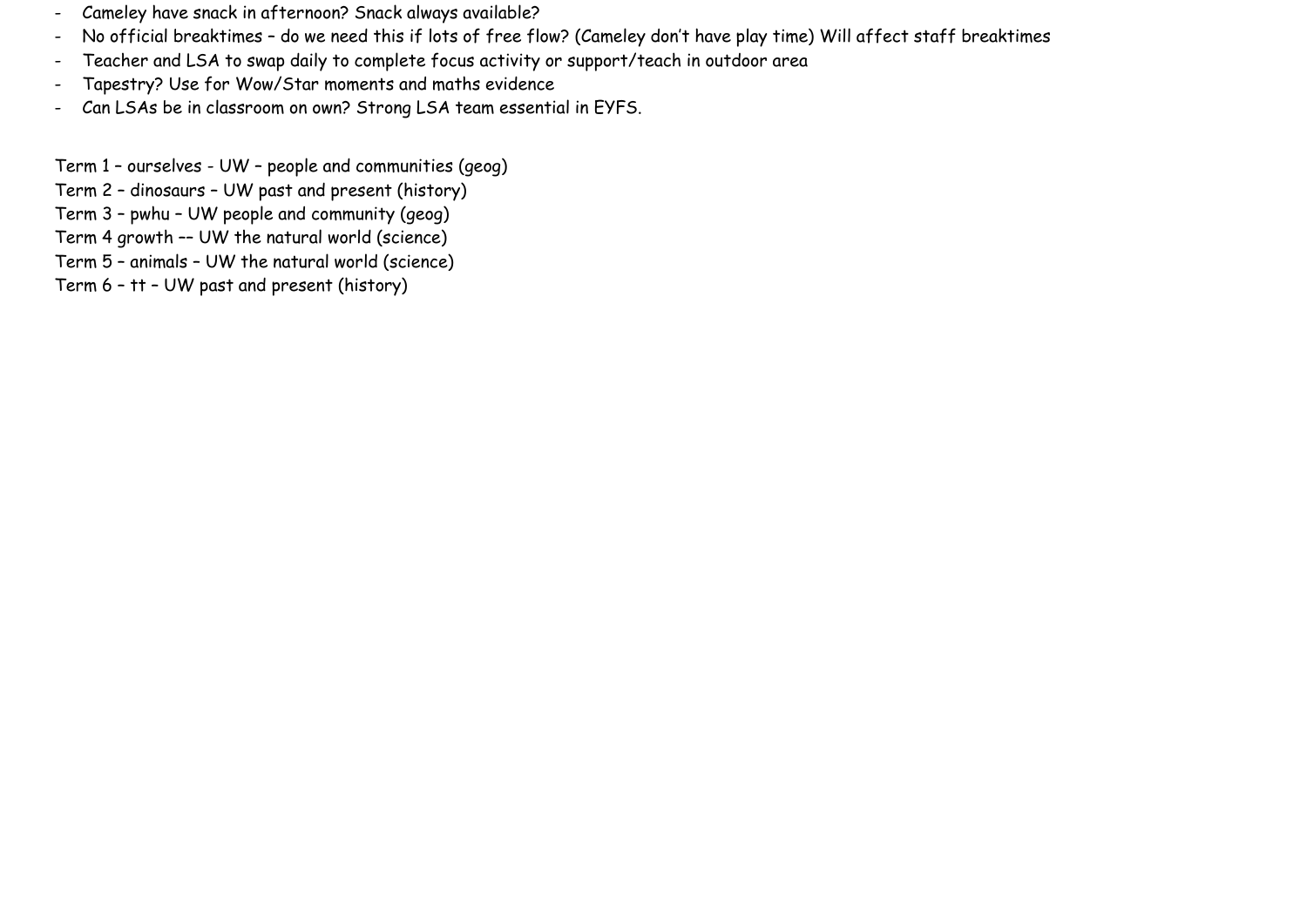- Cameley have snack in afternoon? Snack always available?
- No official breaktimes – do we need this if lots of free flow? (Cameley don't have play time) Will affect staff breaktimes
- Teacher and LSA to swap daily to complete focus activity or support/teach in outdoor area
- Tapestry? Use for Wow/Star moments and maths evidence
- Can LSAs be in classroom on own? Strong LSA team essential in EYFS.

Term 1 – ourselves - UW – people and communities (geog)
Term 2 – dinosaurs – UW past and present (history)
Term 3 – pwhu – UW people and community (geog)
Term 4 growth –– UW the natural world (science)
Term 5 – animals – UW the natural world (science)
Term 6 – tt – UW past and present (history)